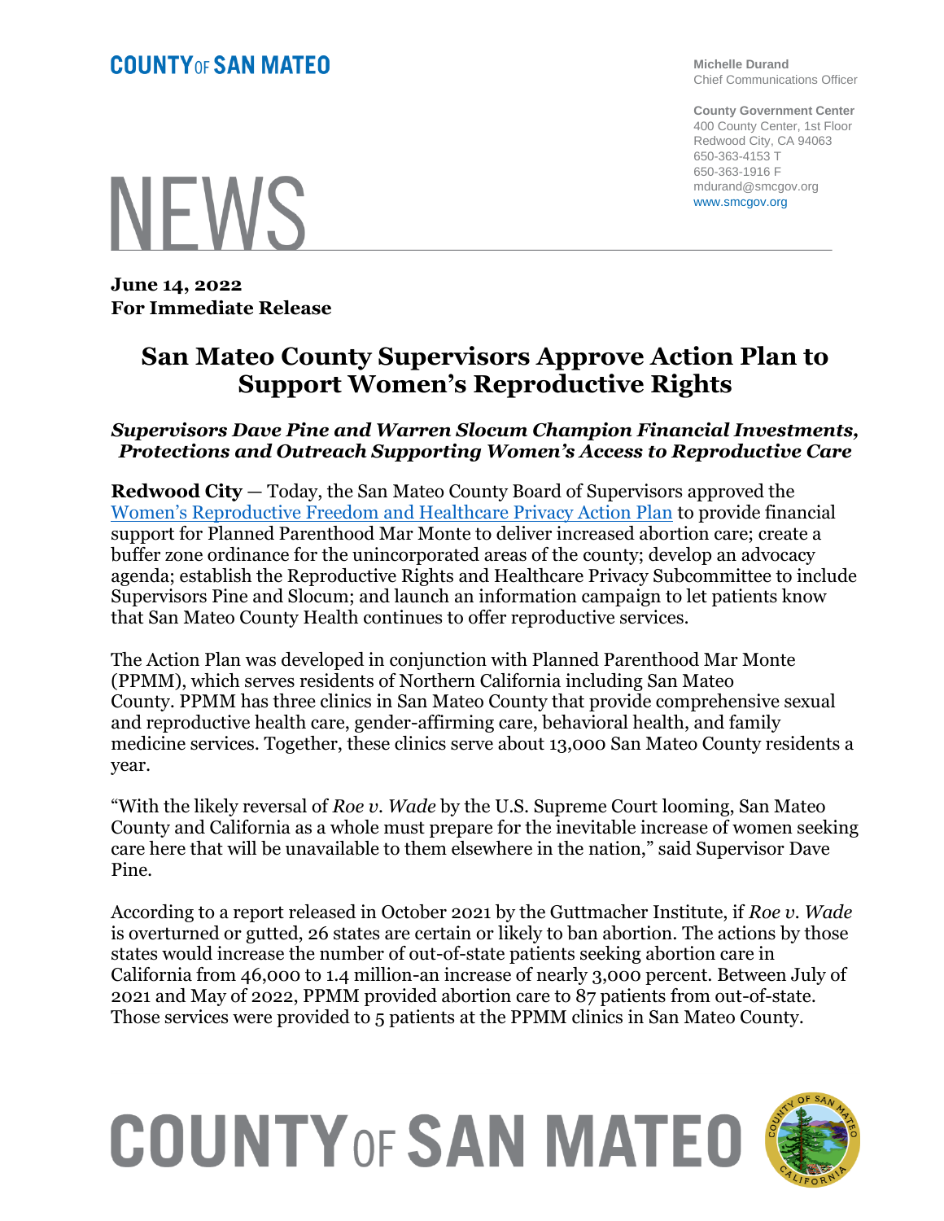**COUNTY OF SAN MATEO**

**Michelle Durand**
Chief Communications Officer

**County Government Center**
400 County Center, 1st Floor
Redwood City, CA 94063
650-363-4153 T
650-363-1916 F
mdurand@smcgov.org
www.smcgov.org

# NEWS

**June 14, 2022**
**For Immediate Release**

# San Mateo County Supervisors Approve Action Plan to Support Women's Reproductive Rights

***Supervisors Dave Pine and Warren Slocum Champion Financial Investments, Protections and Outreach Supporting Women's Access to Reproductive Care***

**Redwood City** — Today, the San Mateo County Board of Supervisors approved the Women's Reproductive Freedom and Healthcare Privacy Action Plan to provide financial support for Planned Parenthood Mar Monte to deliver increased abortion care; create a buffer zone ordinance for the unincorporated areas of the county; develop an advocacy agenda; establish the Reproductive Rights and Healthcare Privacy Subcommittee to include Supervisors Pine and Slocum; and launch an information campaign to let patients know that San Mateo County Health continues to offer reproductive services.

The Action Plan was developed in conjunction with Planned Parenthood Mar Monte (PPMM), which serves residents of Northern California including San Mateo County. PPMM has three clinics in San Mateo County that provide comprehensive sexual and reproductive health care, gender-affirming care, behavioral health, and family medicine services. Together, these clinics serve about 13,000 San Mateo County residents a year.

"With the likely reversal of *Roe v. Wade* by the U.S. Supreme Court looming, San Mateo County and California as a whole must prepare for the inevitable increase of women seeking care here that will be unavailable to them elsewhere in the nation," said Supervisor Dave Pine.

According to a report released in October 2021 by the Guttmacher Institute, if *Roe v. Wade* is overturned or gutted, 26 states are certain or likely to ban abortion. The actions by those states would increase the number of out-of-state patients seeking abortion care in California from 46,000 to 1.4 million-an increase of nearly 3,000 percent. Between July of 2021 and May of 2022, PPMM provided abortion care to 87 patients from out-of-state. Those services were provided to 5 patients at the PPMM clinics in San Mateo County.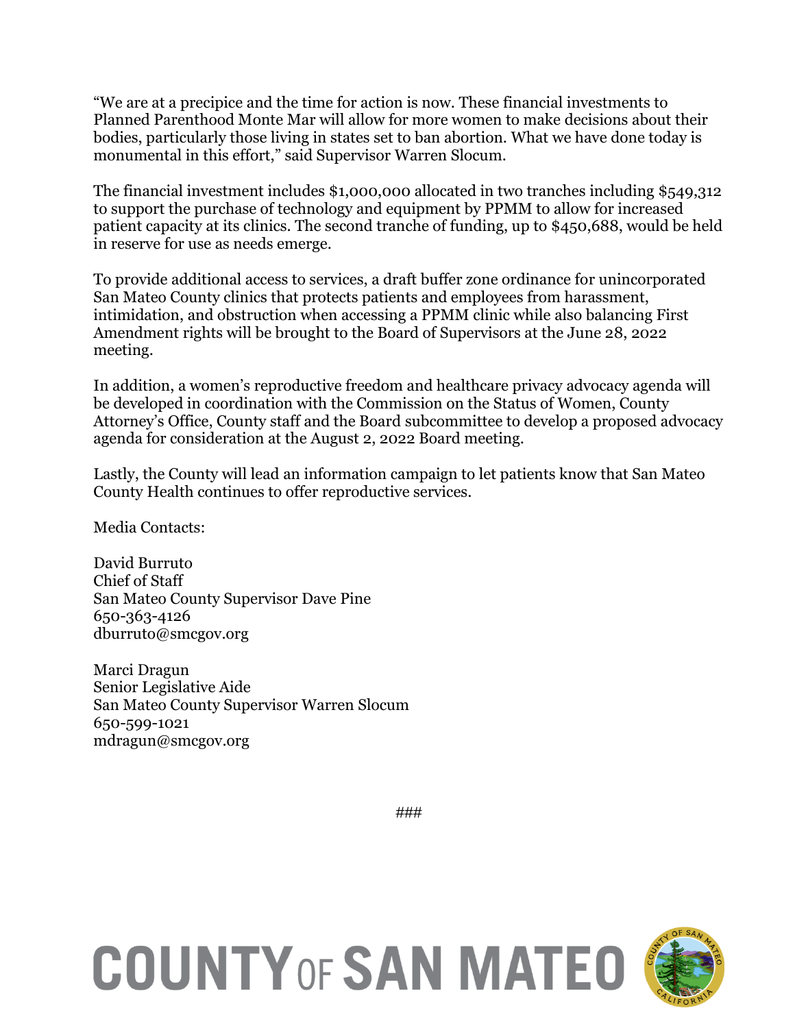"We are at a precipice and the time for action is now. These financial investments to Planned Parenthood Monte Mar will allow for more women to make decisions about their bodies, particularly those living in states set to ban abortion. What we have done today is monumental in this effort," said Supervisor Warren Slocum.

The financial investment includes $1,000,000 allocated in two tranches including $549,312 to support the purchase of technology and equipment by PPMM to allow for increased patient capacity at its clinics. The second tranche of funding, up to $450,688, would be held in reserve for use as needs emerge.

To provide additional access to services, a draft buffer zone ordinance for unincorporated San Mateo County clinics that protects patients and employees from harassment, intimidation, and obstruction when accessing a PPMM clinic while also balancing First Amendment rights will be brought to the Board of Supervisors at the June 28, 2022 meeting.

In addition, a women's reproductive freedom and healthcare privacy advocacy agenda will be developed in coordination with the Commission on the Status of Women, County Attorney's Office, County staff and the Board subcommittee to develop a proposed advocacy agenda for consideration at the August 2, 2022 Board meeting.

Lastly, the County will lead an information campaign to let patients know that San Mateo County Health continues to offer reproductive services.

Media Contacts:

David Burruto
Chief of Staff
San Mateo County Supervisor Dave Pine
650-363-4126
dburruto@smcgov.org

Marci Dragun
Senior Legislative Aide
San Mateo County Supervisor Warren Slocum
650-599-1021
mdragun@smcgov.org

###

COUNTY OF SAN MATEO